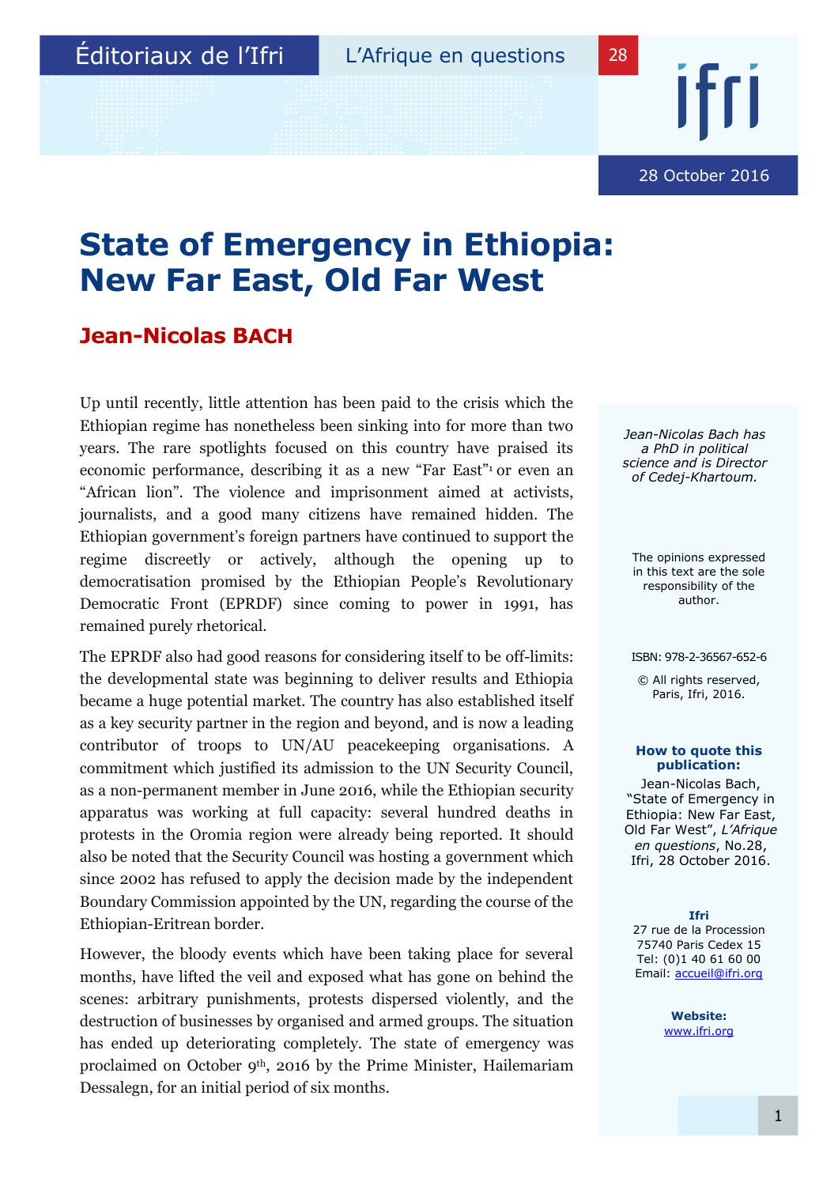Éditoriaux de l'Ifri | L'Afrique en questions | 28

28 October 2016

# State of Emergency in Ethiopia: New Far East, Old Far West

## Jean-Nicolas BACH

Up until recently, little attention has been paid to the crisis which the Ethiopian regime has nonetheless been sinking into for more than two years. The rare spotlights focused on this country have praised its economic performance, describing it as a new "Far East"[1] or even an "African lion". The violence and imprisonment aimed at activists, journalists, and a good many citizens have remained hidden. The Ethiopian government's foreign partners have continued to support the regime discreetly or actively, although the opening up to democratisation promised by the Ethiopian People's Revolutionary Democratic Front (EPRDF) since coming to power in 1991, has remained purely rhetorical.

The EPRDF also had good reasons for considering itself to be off-limits: the developmental state was beginning to deliver results and Ethiopia became a huge potential market. The country has also established itself as a key security partner in the region and beyond, and is now a leading contributor of troops to UN/AU peacekeeping organisations. A commitment which justified its admission to the UN Security Council, as a non-permanent member in June 2016, while the Ethiopian security apparatus was working at full capacity: several hundred deaths in protests in the Oromia region were already being reported. It should also be noted that the Security Council was hosting a government which since 2002 has refused to apply the decision made by the independent Boundary Commission appointed by the UN, regarding the course of the Ethiopian-Eritrean border.

However, the bloody events which have been taking place for several months, have lifted the veil and exposed what has gone on behind the scenes: arbitrary punishments, protests dispersed violently, and the destruction of businesses by organised and armed groups. The situation has ended up deteriorating completely. The state of emergency was proclaimed on October 9th, 2016 by the Prime Minister, Hailemariam Dessalegn, for an initial period of six months.

*Jean-Nicolas Bach has a PhD in political science and is Director of Cedej-Khartoum.*

The opinions expressed in this text are the sole responsibility of the author.

ISBN: 978-2-36567-652-6

© All rights reserved, Paris, Ifri, 2016.

**How to quote this publication:**

Jean-Nicolas Bach, "State of Emergency in Ethiopia: New Far East, Old Far West", *L'Afrique en questions*, No.28, Ifri, 28 October 2016.

**Ifri**

27 rue de la Procession
75740 Paris Cedex 15
Tel: (0)1 40 61 60 00
Email: accueil@ifri.org

**Website:**

www.ifri.org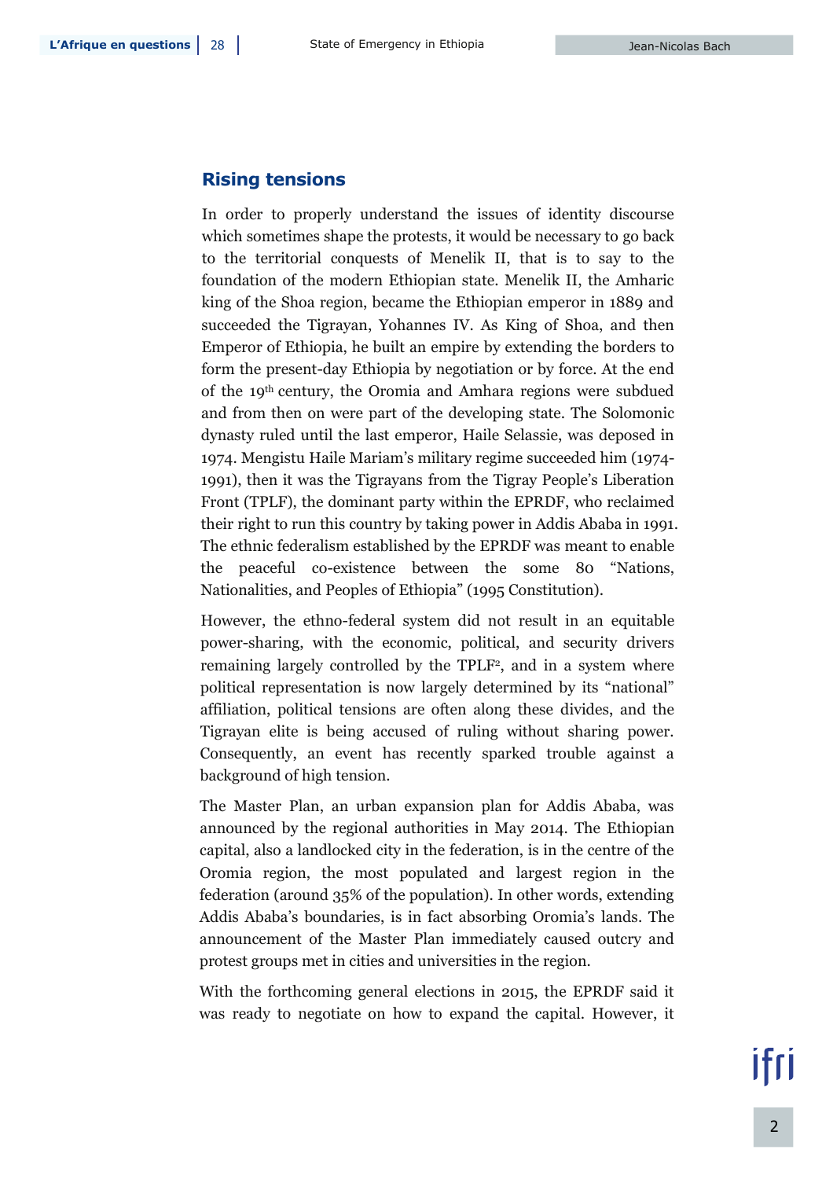## Rising tensions

In order to properly understand the issues of identity discourse which sometimes shape the protests, it would be necessary to go back to the territorial conquests of Menelik II, that is to say to the foundation of the modern Ethiopian state. Menelik II, the Amharic king of the Shoa region, became the Ethiopian emperor in 1889 and succeeded the Tigrayan, Yohannes IV. As King of Shoa, and then Emperor of Ethiopia, he built an empire by extending the borders to form the present-day Ethiopia by negotiation or by force. At the end of the 19th century, the Oromia and Amhara regions were subdued and from then on were part of the developing state. The Solomonic dynasty ruled until the last emperor, Haile Selassie, was deposed in 1974. Mengistu Haile Mariam's military regime succeeded him (1974-1991), then it was the Tigrayans from the Tigray People's Liberation Front (TPLF), the dominant party within the EPRDF, who reclaimed their right to run this country by taking power in Addis Ababa in 1991. The ethnic federalism established by the EPRDF was meant to enable the peaceful co-existence between the some 80 "Nations, Nationalities, and Peoples of Ethiopia" (1995 Constitution).

However, the ethno-federal system did not result in an equitable power-sharing, with the economic, political, and security drivers remaining largely controlled by the TPLF[2], and in a system where political representation is now largely determined by its "national" affiliation, political tensions are often along these divides, and the Tigrayan elite is being accused of ruling without sharing power. Consequently, an event has recently sparked trouble against a background of high tension.

The Master Plan, an urban expansion plan for Addis Ababa, was announced by the regional authorities in May 2014. The Ethiopian capital, also a landlocked city in the federation, is in the centre of the Oromia region, the most populated and largest region in the federation (around 35% of the population). In other words, extending Addis Ababa's boundaries, is in fact absorbing Oromia's lands. The announcement of the Master Plan immediately caused outcry and protest groups met in cities and universities in the region.

With the forthcoming general elections in 2015, the EPRDF said it was ready to negotiate on how to expand the capital. However, it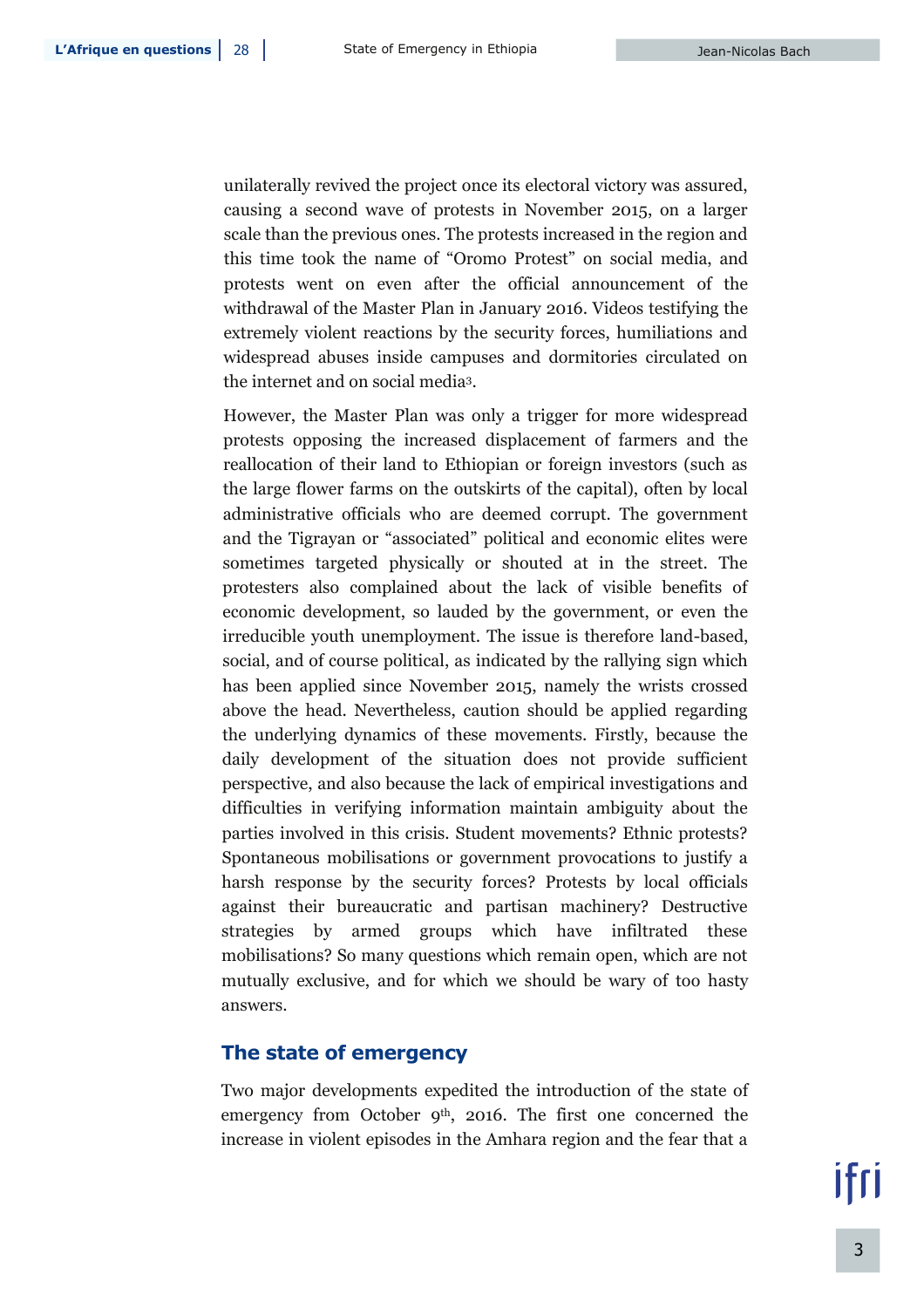unilaterally revived the project once its electoral victory was assured, causing a second wave of protests in November 2015, on a larger scale than the previous ones. The protests increased in the region and this time took the name of "Oromo Protest" on social media, and protests went on even after the official announcement of the withdrawal of the Master Plan in January 2016. Videos testifying the extremely violent reactions by the security forces, humiliations and widespread abuses inside campuses and dormitories circulated on the internet and on social media[3].

However, the Master Plan was only a trigger for more widespread protests opposing the increased displacement of farmers and the reallocation of their land to Ethiopian or foreign investors (such as the large flower farms on the outskirts of the capital), often by local administrative officials who are deemed corrupt. The government and the Tigrayan or "associated" political and economic elites were sometimes targeted physically or shouted at in the street. The protesters also complained about the lack of visible benefits of economic development, so lauded by the government, or even the irreducible youth unemployment. The issue is therefore land-based, social, and of course political, as indicated by the rallying sign which has been applied since November 2015, namely the wrists crossed above the head. Nevertheless, caution should be applied regarding the underlying dynamics of these movements. Firstly, because the daily development of the situation does not provide sufficient perspective, and also because the lack of empirical investigations and difficulties in verifying information maintain ambiguity about the parties involved in this crisis. Student movements? Ethnic protests? Spontaneous mobilisations or government provocations to justify a harsh response by the security forces? Protests by local officials against their bureaucratic and partisan machinery? Destructive strategies by armed groups which have infiltrated these mobilisations? So many questions which remain open, which are not mutually exclusive, and for which we should be wary of too hasty answers.

## The state of emergency

Two major developments expedited the introduction of the state of emergency from October 9th, 2016. The first one concerned the increase in violent episodes in the Amhara region and the fear that a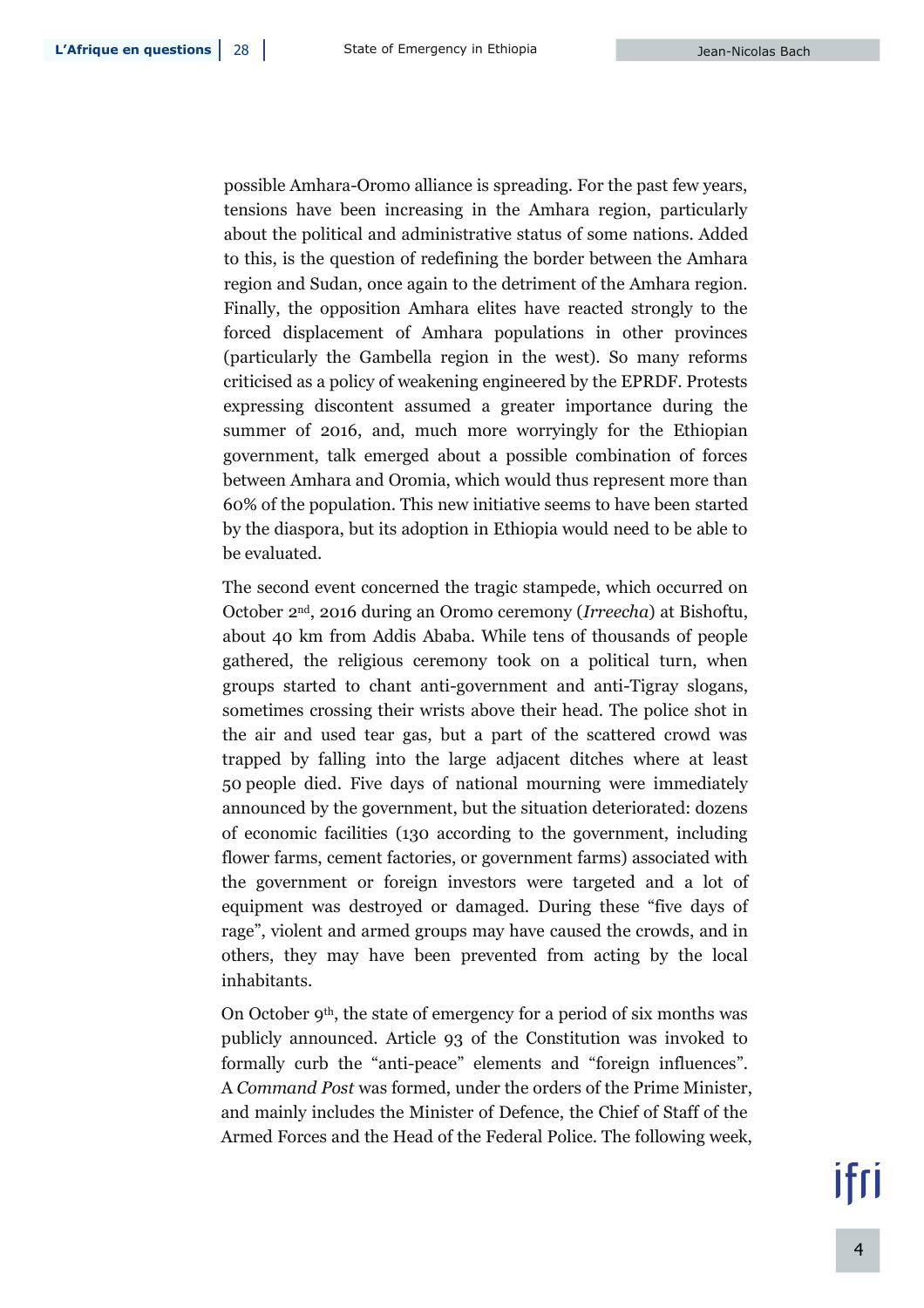possible Amhara-Oromo alliance is spreading. For the past few years, tensions have been increasing in the Amhara region, particularly about the political and administrative status of some nations. Added to this, is the question of redefining the border between the Amhara region and Sudan, once again to the detriment of the Amhara region. Finally, the opposition Amhara elites have reacted strongly to the forced displacement of Amhara populations in other provinces (particularly the Gambella region in the west). So many reforms criticised as a policy of weakening engineered by the EPRDF. Protests expressing discontent assumed a greater importance during the summer of 2016, and, much more worryingly for the Ethiopian government, talk emerged about a possible combination of forces between Amhara and Oromia, which would thus represent more than 60% of the population. This new initiative seems to have been started by the diaspora, but its adoption in Ethiopia would need to be able to be evaluated.

The second event concerned the tragic stampede, which occurred on October 2nd, 2016 during an Oromo ceremony (*Irreecha*) at Bishoftu, about 40 km from Addis Ababa. While tens of thousands of people gathered, the religious ceremony took on a political turn, when groups started to chant anti-government and anti-Tigray slogans, sometimes crossing their wrists above their head. The police shot in the air and used tear gas, but a part of the scattered crowd was trapped by falling into the large adjacent ditches where at least 50 people died. Five days of national mourning were immediately announced by the government, but the situation deteriorated: dozens of economic facilities (130 according to the government, including flower farms, cement factories, or government farms) associated with the government or foreign investors were targeted and a lot of equipment was destroyed or damaged. During these "five days of rage", violent and armed groups may have caused the crowds, and in others, they may have been prevented from acting by the local inhabitants.

On October 9th, the state of emergency for a period of six months was publicly announced. Article 93 of the Constitution was invoked to formally curb the "anti-peace" elements and "foreign influences". A *Command Post* was formed, under the orders of the Prime Minister, and mainly includes the Minister of Defence, the Chief of Staff of the Armed Forces and the Head of the Federal Police. The following week,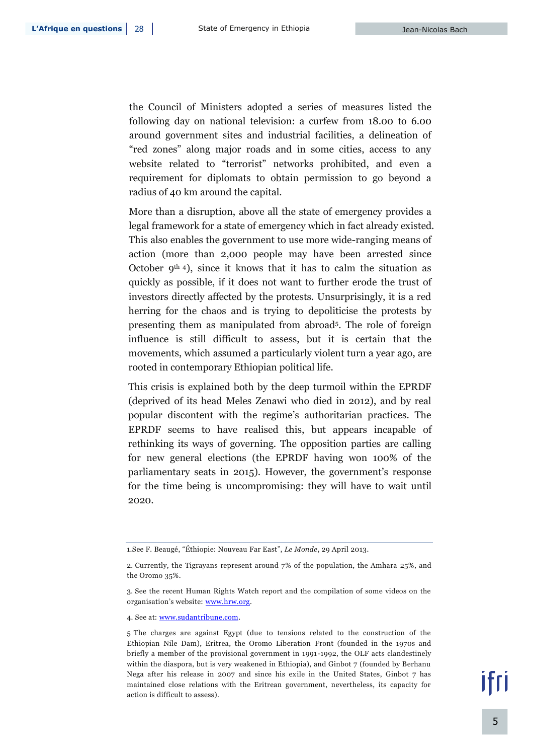the Council of Ministers adopted a series of measures listed the following day on national television: a curfew from 18.00 to 6.00 around government sites and industrial facilities, a delineation of "red zones" along major roads and in some cities, access to any website related to "terrorist" networks prohibited, and even a requirement for diplomats to obtain permission to go beyond a radius of 40 km around the capital.

More than a disruption, above all the state of emergency provides a legal framework for a state of emergency which in fact already existed. This also enables the government to use more wide-ranging means of action (more than 2,000 people may have been arrested since October 9th [4]), since it knows that it has to calm the situation as quickly as possible, if it does not want to further erode the trust of investors directly affected by the protests. Unsurprisingly, it is a red herring for the chaos and is trying to depoliticise the protests by presenting them as manipulated from abroad[5]. The role of foreign influence is still difficult to assess, but it is certain that the movements, which assumed a particularly violent turn a year ago, are rooted in contemporary Ethiopian political life.

This crisis is explained both by the deep turmoil within the EPRDF (deprived of its head Meles Zenawi who died in 2012), and by real popular discontent with the regime's authoritarian practices. The EPRDF seems to have realised this, but appears incapable of rethinking its ways of governing. The opposition parties are calling for new general elections (the EPRDF having won 100% of the parliamentary seats in 2015). However, the government's response for the time being is uncompromising: they will have to wait until 2020.

---

1.See F. Beaugé, "Éthiopie: Nouveau Far East", *Le Monde*, 29 April 2013.

2. Currently, the Tigrayans represent around 7% of the population, the Amhara 25%, and the Oromo 35%.

3. See the recent Human Rights Watch report and the compilation of some videos on the organisation's website: www.hrw.org.

4. See at: www.sudantribune.com.

5 The charges are against Egypt (due to tensions related to the construction of the Ethiopian Nile Dam), Eritrea, the Oromo Liberation Front (founded in the 1970s and briefly a member of the provisional government in 1991-1992, the OLF acts clandestinely within the diaspora, but is very weakened in Ethiopia), and Ginbot 7 (founded by Berhanu Nega after his release in 2007 and since his exile in the United States, Ginbot 7 has maintained close relations with the Eritrean government, nevertheless, its capacity for action is difficult to assess).